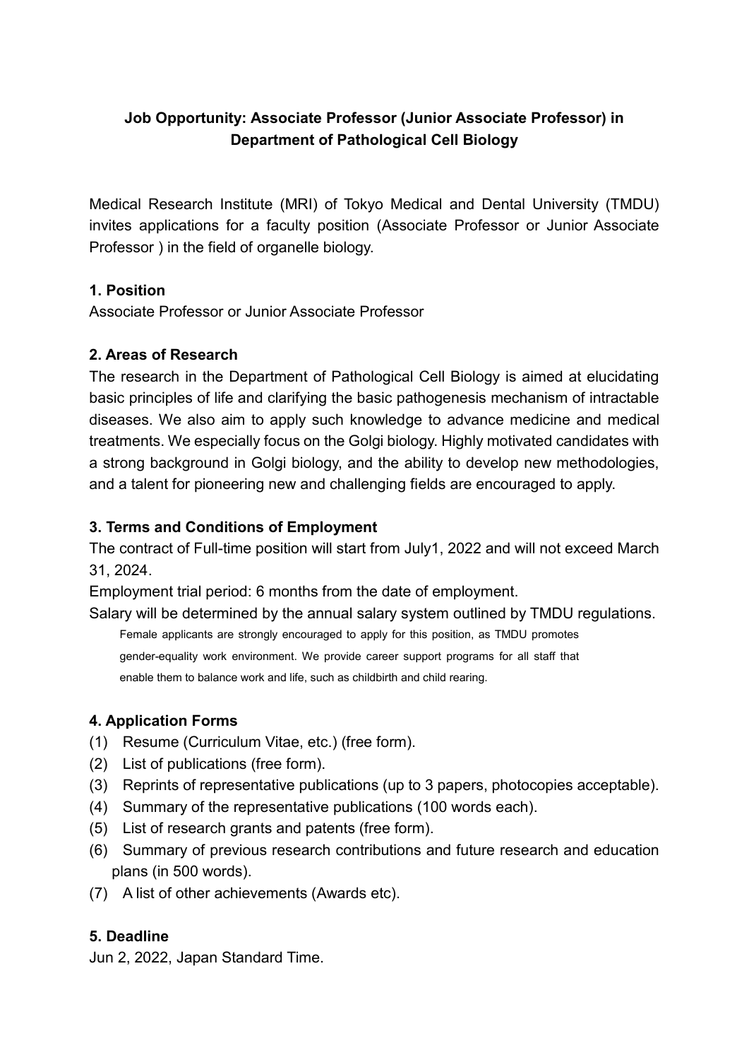# Job Opportunity: Associate Professor (Junior Associate Professor) in Department of Pathological Cell Biology

Medical Research Institute (MRI) of Tokyo Medical and Dental University (TMDU) invites applications for a faculty position (Associate Professor or Junior Associate Professor ) in the field of organelle biology.

## 1. Position

Associate Professor or Junior Associate Professor

## 2. Areas of Research

The research in the Department of Pathological Cell Biology is aimed at elucidating basic principles of life and clarifying the basic pathogenesis mechanism of intractable diseases. We also aim to apply such knowledge to advance medicine and medical treatments. We especially focus on the Golgi biology. Highly motivated candidates with a strong background in Golgi biology, and the ability to develop new methodologies, and a talent for pioneering new and challenging fields are encouraged to apply.

## 3. Terms and Conditions of Employment

The contract of Full-time position will start from July1, 2022 and will not exceed March 31, 2024.

Employment trial period: 6 months from the date of employment.

Salary will be determined by the annual salary system outlined by TMDU regulations.

Female applicants are strongly encouraged to apply for this position, as TMDU promotes gender-equality work environment. We provide career support programs for all staff that enable them to balance work and life, such as childbirth and child rearing.

## 4. Application Forms

(1) Resume (Curriculum Vitae, etc.) (free form).

(2) List of publications (free form).

(3) Reprints of representative publications (up to 3 papers, photocopies acceptable).

(4) Summary of the representative publications (100 words each).

(5) List of research grants and patents (free form).

(6) Summary of previous research contributions and future research and education plans (in 500 words).

(7) A list of other achievements (Awards etc).

## 5. Deadline

Jun 2, 2022, Japan Standard Time.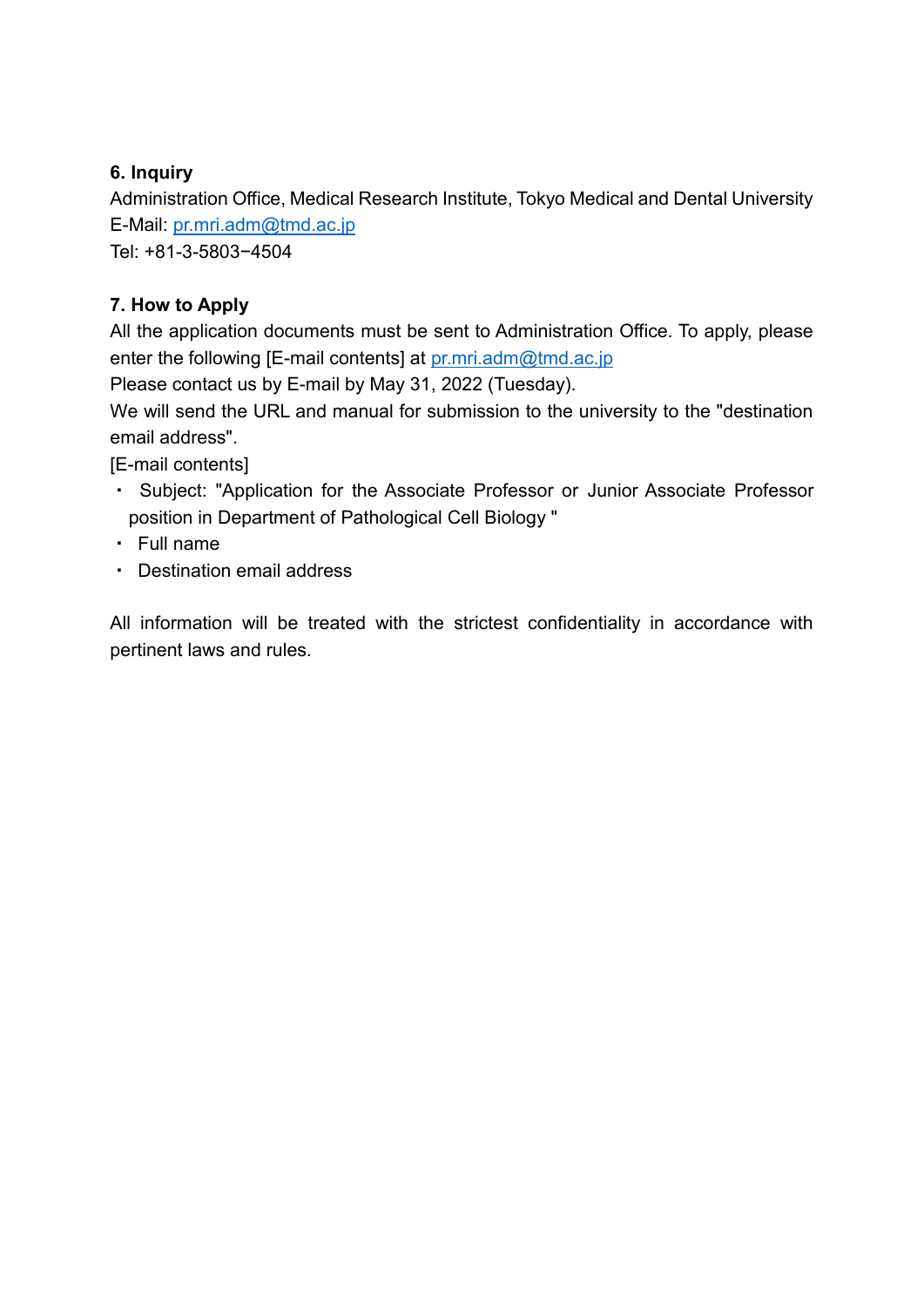### 6. Inquiry

Administration Office, Medical Research Institute, Tokyo Medical and Dental University
E-Mail: pr.mri.adm@tmd.ac.jp
Tel: +81-3-5803−4504

### 7. How to Apply

All the application documents must be sent to Administration Office. To apply, please enter the following [E-mail contents] at pr.mri.adm@tmd.ac.jp
Please contact us by E-mail by May 31, 2022 (Tuesday).
We will send the URL and manual for submission to the university to the "destination email address".
[E-mail contents]

- Subject: "Application for the Associate Professor or Junior Associate Professor position in Department of Pathological Cell Biology "
- Full name
- Destination email address

All information will be treated with the strictest confidentiality in accordance with pertinent laws and rules.